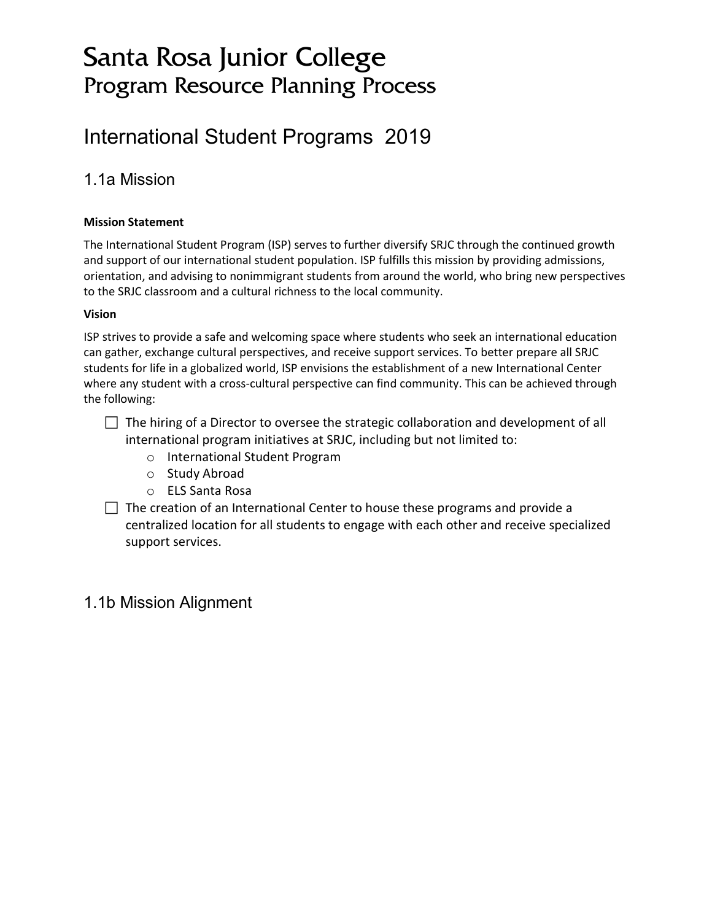# Santa Rosa Junior College
## Program Resource Planning Process

## International Student Programs 2019

### 1.1a Mission

**Mission Statement**

The International Student Program (ISP) serves to further diversify SRJC through the continued growth and support of our international student population. ISP fulfills this mission by providing admissions, orientation, and advising to nonimmigrant students from around the world, who bring new perspectives to the SRJC classroom and a cultural richness to the local community.

**Vision**

ISP strives to provide a safe and welcoming space where students who seek an international education can gather, exchange cultural perspectives, and receive support services. To better prepare all SRJC students for life in a globalized world, ISP envisions the establishment of a new International Center where any student with a cross-cultural perspective can find community. This can be achieved through the following:

- [ ] The hiring of a Director to oversee the strategic collaboration and development of all international program initiatives at SRJC, including but not limited to:
    - International Student Program
    - Study Abroad
    - ELS Santa Rosa
- [ ] The creation of an International Center to house these programs and provide a centralized location for all students to engage with each other and receive specialized support services.

### 1.1b Mission Alignment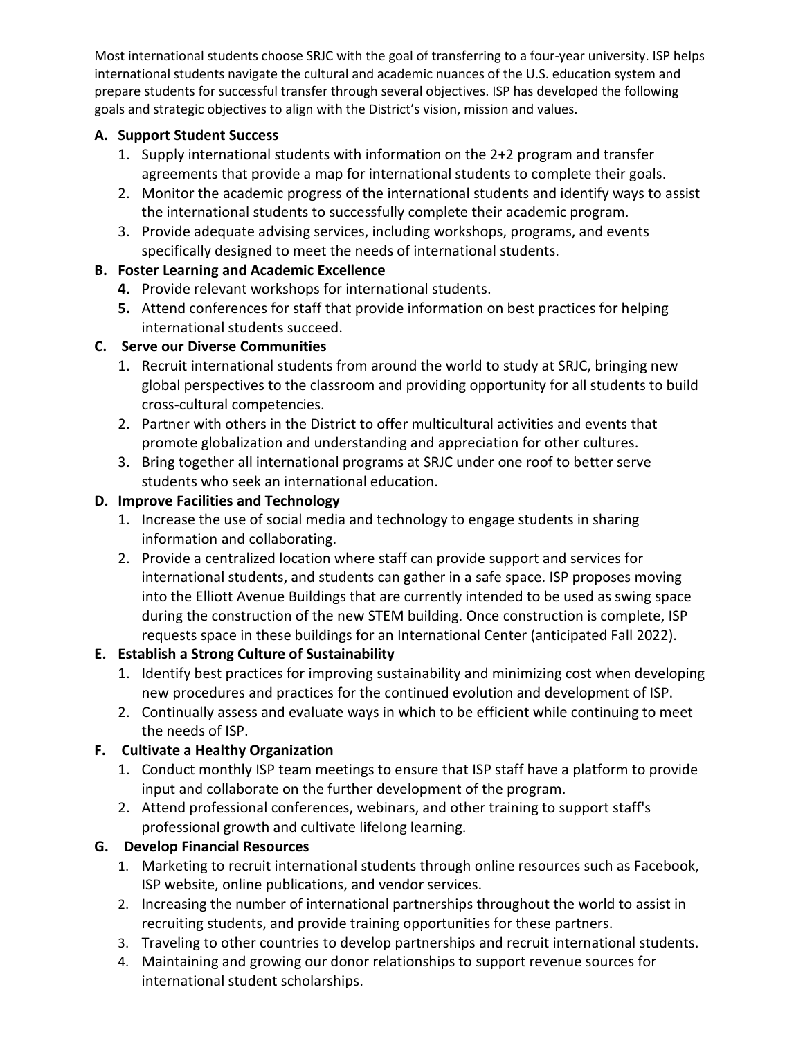Most international students choose SRJC with the goal of transferring to a four-year university. ISP helps international students navigate the cultural and academic nuances of the U.S. education system and prepare students for successful transfer through several objectives. ISP has developed the following goals and strategic objectives to align with the District's vision, mission and values.

**A. Support Student Success**

1. Supply international students with information on the 2+2 program and transfer agreements that provide a map for international students to complete their goals.
2. Monitor the academic progress of the international students and identify ways to assist the international students to successfully complete their academic program.
3. Provide adequate advising services, including workshops, programs, and events specifically designed to meet the needs of international students.

**B. Foster Learning and Academic Excellence**

**4.** Provide relevant workshops for international students.

**5.** Attend conferences for staff that provide information on best practices for helping international students succeed.

**C. Serve our Diverse Communities**

1. Recruit international students from around the world to study at SRJC, bringing new global perspectives to the classroom and providing opportunity for all students to build cross-cultural competencies.
2. Partner with others in the District to offer multicultural activities and events that promote globalization and understanding and appreciation for other cultures.
3. Bring together all international programs at SRJC under one roof to better serve students who seek an international education.

**D. Improve Facilities and Technology**

1. Increase the use of social media and technology to engage students in sharing information and collaborating.
2. Provide a centralized location where staff can provide support and services for international students, and students can gather in a safe space. ISP proposes moving into the Elliott Avenue Buildings that are currently intended to be used as swing space during the construction of the new STEM building. Once construction is complete, ISP requests space in these buildings for an International Center (anticipated Fall 2022).

**E. Establish a Strong Culture of Sustainability**

1. Identify best practices for improving sustainability and minimizing cost when developing new procedures and practices for the continued evolution and development of ISP.
2. Continually assess and evaluate ways in which to be efficient while continuing to meet the needs of ISP.

**F. Cultivate a Healthy Organization**

1. Conduct monthly ISP team meetings to ensure that ISP staff have a platform to provide input and collaborate on the further development of the program.
2. Attend professional conferences, webinars, and other training to support staff's professional growth and cultivate lifelong learning.

**G. Develop Financial Resources**

1. Marketing to recruit international students through online resources such as Facebook, ISP website, online publications, and vendor services.
2. Increasing the number of international partnerships throughout the world to assist in recruiting students, and provide training opportunities for these partners.
3. Traveling to other countries to develop partnerships and recruit international students.
4. Maintaining and growing our donor relationships to support revenue sources for international student scholarships.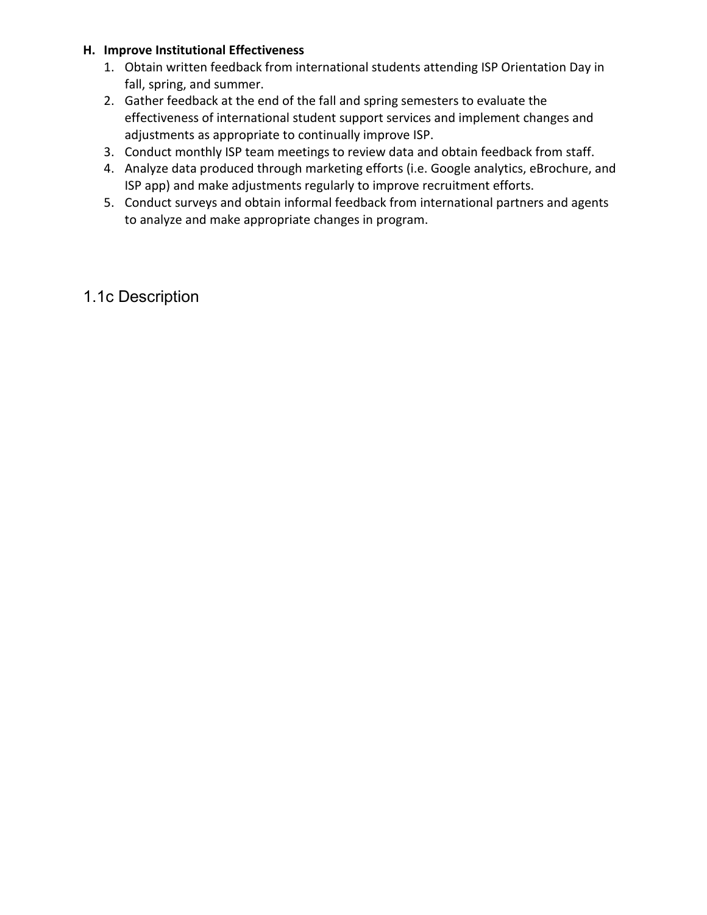**H. Improve Institutional Effectiveness**

1. Obtain written feedback from international students attending ISP Orientation Day in fall, spring, and summer.
2. Gather feedback at the end of the fall and spring semesters to evaluate the effectiveness of international student support services and implement changes and adjustments as appropriate to continually improve ISP.
3. Conduct monthly ISP team meetings to review data and obtain feedback from staff.
4. Analyze data produced through marketing efforts (i.e. Google analytics, eBrochure, and ISP app) and make adjustments regularly to improve recruitment efforts.
5. Conduct surveys and obtain informal feedback from international partners and agents to analyze and make appropriate changes in program.

## 1.1c Description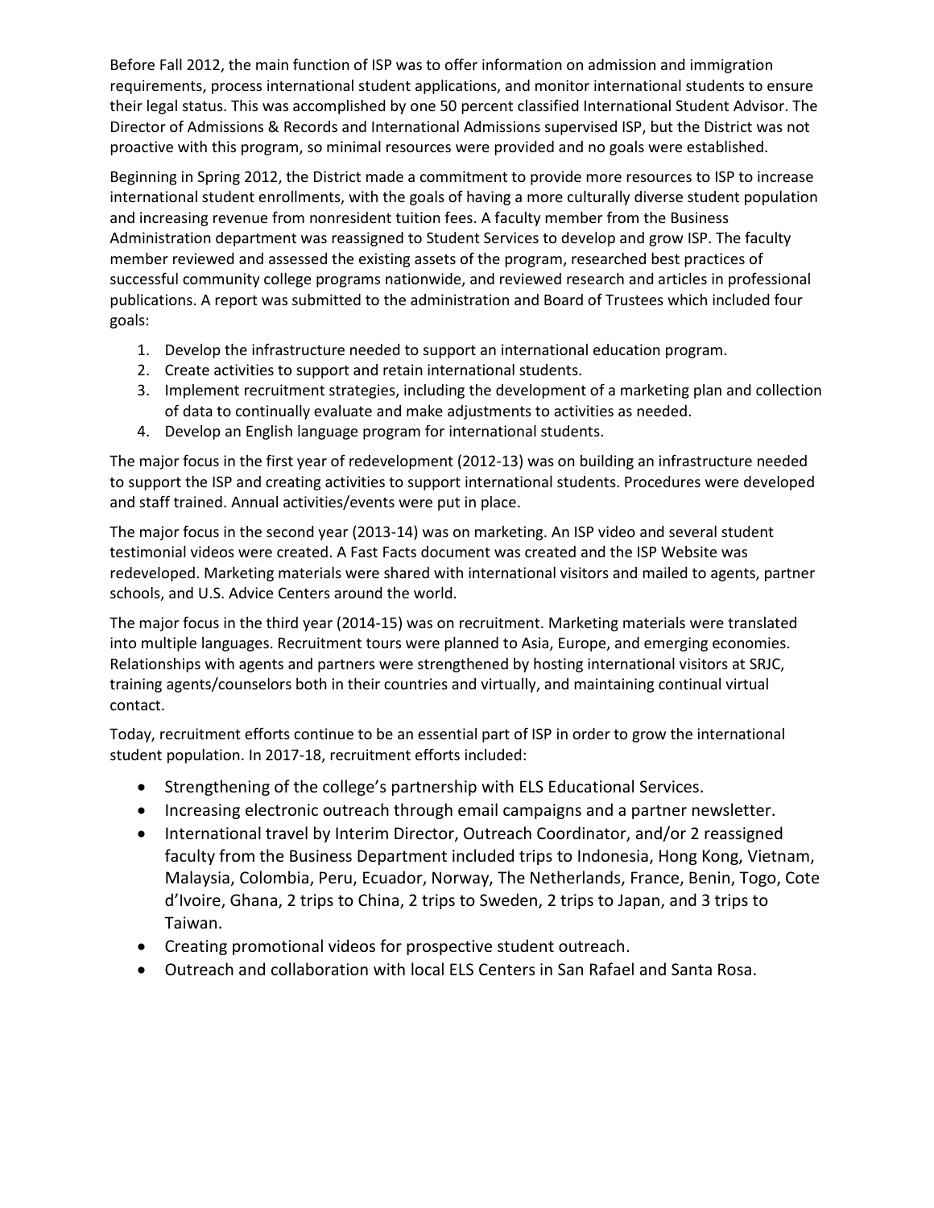Before Fall 2012, the main function of ISP was to offer information on admission and immigration requirements, process international student applications, and monitor international students to ensure their legal status. This was accomplished by one 50 percent classified International Student Advisor. The Director of Admissions & Records and International Admissions supervised ISP, but the District was not proactive with this program, so minimal resources were provided and no goals were established.

Beginning in Spring 2012, the District made a commitment to provide more resources to ISP to increase international student enrollments, with the goals of having a more culturally diverse student population and increasing revenue from nonresident tuition fees. A faculty member from the Business Administration department was reassigned to Student Services to develop and grow ISP. The faculty member reviewed and assessed the existing assets of the program, researched best practices of successful community college programs nationwide, and reviewed research and articles in professional publications. A report was submitted to the administration and Board of Trustees which included four goals:

1. Develop the infrastructure needed to support an international education program.
2. Create activities to support and retain international students.
3. Implement recruitment strategies, including the development of a marketing plan and collection of data to continually evaluate and make adjustments to activities as needed.
4. Develop an English language program for international students.

The major focus in the first year of redevelopment (2012-13) was on building an infrastructure needed to support the ISP and creating activities to support international students. Procedures were developed and staff trained. Annual activities/events were put in place.

The major focus in the second year (2013-14) was on marketing. An ISP video and several student testimonial videos were created. A Fast Facts document was created and the ISP Website was redeveloped. Marketing materials were shared with international visitors and mailed to agents, partner schools, and U.S. Advice Centers around the world.

The major focus in the third year (2014-15) was on recruitment. Marketing materials were translated into multiple languages. Recruitment tours were planned to Asia, Europe, and emerging economies. Relationships with agents and partners were strengthened by hosting international visitors at SRJC, training agents/counselors both in their countries and virtually, and maintaining continual virtual contact.

Today, recruitment efforts continue to be an essential part of ISP in order to grow the international student population. In 2017-18, recruitment efforts included:

- Strengthening of the college's partnership with ELS Educational Services.
- Increasing electronic outreach through email campaigns and a partner newsletter.
- International travel by Interim Director, Outreach Coordinator, and/or 2 reassigned faculty from the Business Department included trips to Indonesia, Hong Kong, Vietnam, Malaysia, Colombia, Peru, Ecuador, Norway, The Netherlands, France, Benin, Togo, Cote d'Ivoire, Ghana, 2 trips to China, 2 trips to Sweden, 2 trips to Japan, and 3 trips to Taiwan.
- Creating promotional videos for prospective student outreach.
- Outreach and collaboration with local ELS Centers in San Rafael and Santa Rosa.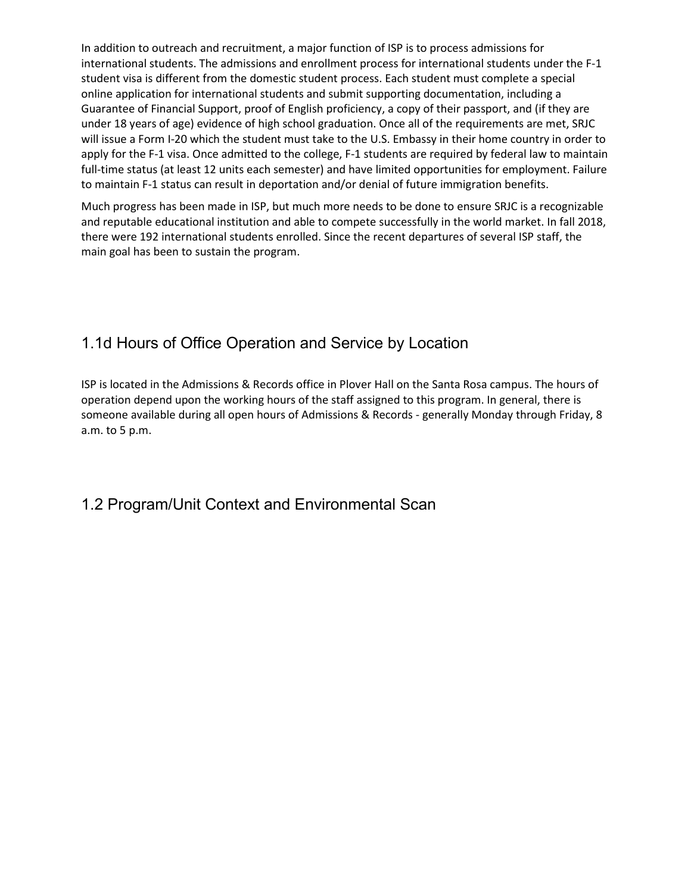In addition to outreach and recruitment, a major function of ISP is to process admissions for international students. The admissions and enrollment process for international students under the F-1 student visa is different from the domestic student process. Each student must complete a special online application for international students and submit supporting documentation, including a Guarantee of Financial Support, proof of English proficiency, a copy of their passport, and (if they are under 18 years of age) evidence of high school graduation. Once all of the requirements are met, SRJC will issue a Form I-20 which the student must take to the U.S. Embassy in their home country in order to apply for the F-1 visa. Once admitted to the college, F-1 students are required by federal law to maintain full-time status (at least 12 units each semester) and have limited opportunities for employment. Failure to maintain F-1 status can result in deportation and/or denial of future immigration benefits.

Much progress has been made in ISP, but much more needs to be done to ensure SRJC is a recognizable and reputable educational institution and able to compete successfully in the world market. In fall 2018, there were 192 international students enrolled. Since the recent departures of several ISP staff, the main goal has been to sustain the program.

## 1.1d Hours of Office Operation and Service by Location

ISP is located in the Admissions & Records office in Plover Hall on the Santa Rosa campus. The hours of operation depend upon the working hours of the staff assigned to this program. In general, there is someone available during all open hours of Admissions & Records - generally Monday through Friday, 8 a.m. to 5 p.m.

## 1.2 Program/Unit Context and Environmental Scan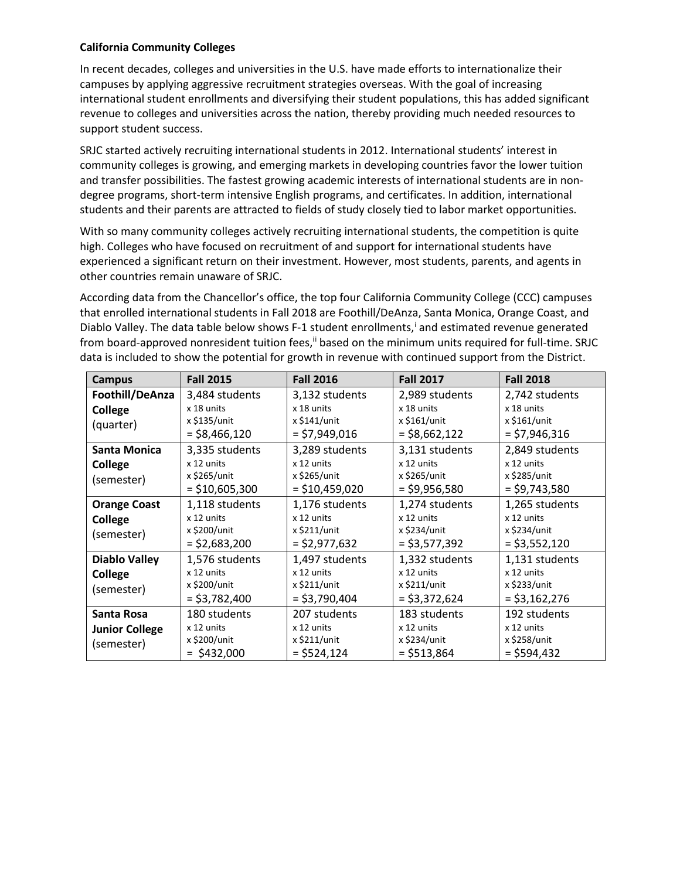**California Community Colleges**

In recent decades, colleges and universities in the U.S. have made efforts to internationalize their campuses by applying aggressive recruitment strategies overseas. With the goal of increasing international student enrollments and diversifying their student populations, this has added significant revenue to colleges and universities across the nation, thereby providing much needed resources to support student success.

SRJC started actively recruiting international students in 2012. International students' interest in community colleges is growing, and emerging markets in developing countries favor the lower tuition and transfer possibilities. The fastest growing academic interests of international students are in non-degree programs, short-term intensive English programs, and certificates. In addition, international students and their parents are attracted to fields of study closely tied to labor market opportunities.

With so many community colleges actively recruiting international students, the competition is quite high. Colleges who have focused on recruitment of and support for international students have experienced a significant return on their investment. However, most students, parents, and agents in other countries remain unaware of SRJC.

According data from the Chancellor's office, the top four California Community College (CCC) campuses that enrolled international students in Fall 2018 are Foothill/DeAnza, Santa Monica, Orange Coast, and Diablo Valley. The data table below shows F-1 student enrollments,[i] and estimated revenue generated from board-approved nonresident tuition fees,[ii] based on the minimum units required for full-time. SRJC data is included to show the potential for growth in revenue with continued support from the District.

| Campus | Fall 2015 | Fall 2016 | Fall 2017 | Fall 2018 |
|---|---|---|---|---|
| **Foothill/DeAnza College** (quarter) | 3,484 students x 18 units x $135/unit = $8,466,120 | 3,132 students x 18 units x $141/unit = $7,949,016 | 2,989 students x 18 units x $161/unit = $8,662,122 | 2,742 students x 18 units x $161/unit = $7,946,316 |
| **Santa Monica College** (semester) | 3,335 students x 12 units x $265/unit = $10,605,300 | 3,289 students x 12 units x $265/unit = $10,459,020 | 3,131 students x 12 units x $265/unit = $9,956,580 | 2,849 students x 12 units x $285/unit = $9,743,580 |
| **Orange Coast College** (semester) | 1,118 students x 12 units x $200/unit = $2,683,200 | 1,176 students x 12 units x $211/unit = $2,977,632 | 1,274 students x 12 units x $234/unit = $3,577,392 | 1,265 students x 12 units x $234/unit = $3,552,120 |
| **Diablo Valley College** (semester) | 1,576 students x 12 units x $200/unit = $3,782,400 | 1,497 students x 12 units x $211/unit = $3,790,404 | 1,332 students x 12 units x $211/unit = $3,372,624 | 1,131 students x 12 units x $233/unit = $3,162,276 |
| **Santa Rosa Junior College** (semester) | 180 students x 12 units x $200/unit = $432,000 | 207 students x 12 units x $211/unit = $524,124 | 183 students x 12 units x $234/unit = $513,864 | 192 students x 12 units x $258/unit = $594,432 |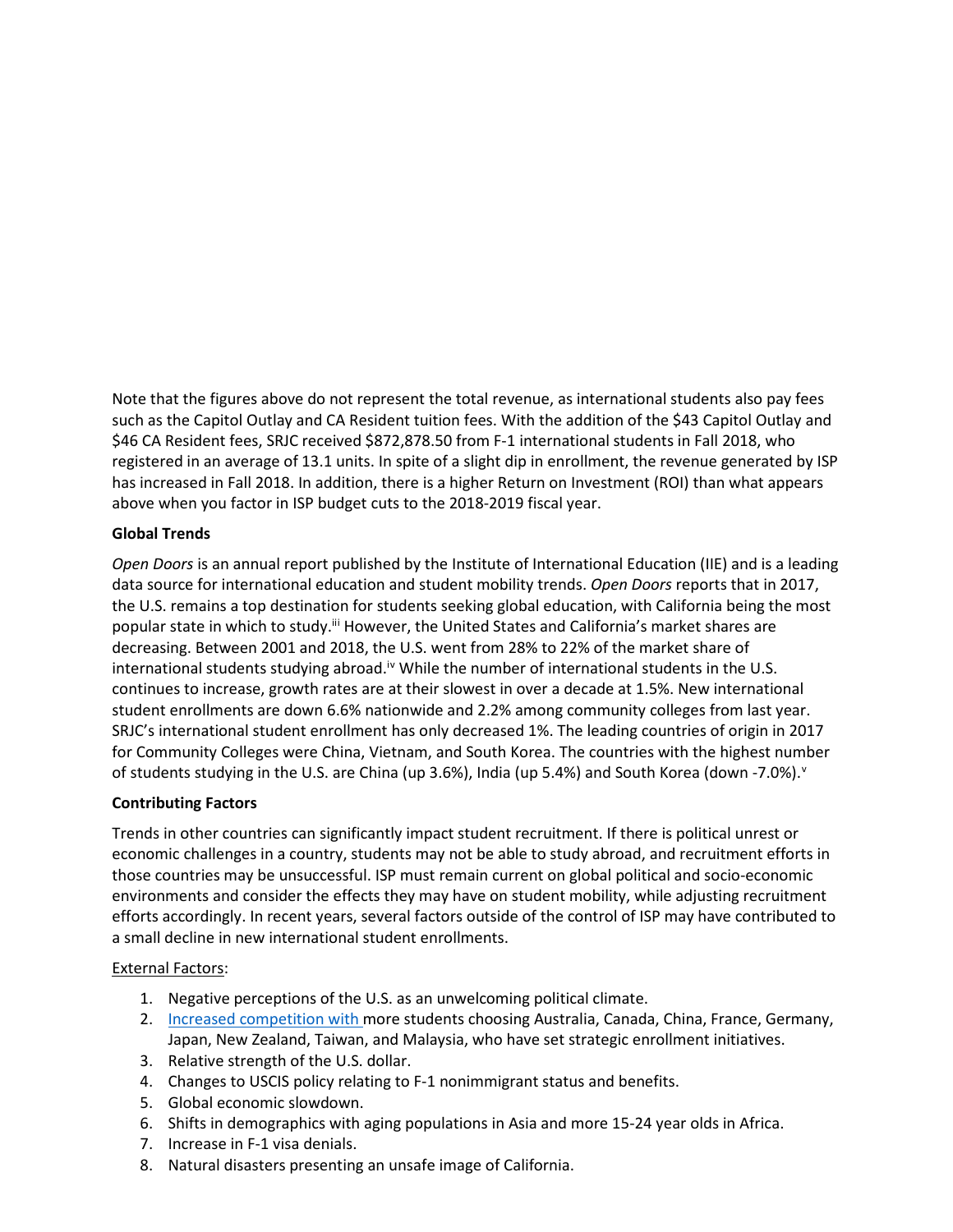Note that the figures above do not represent the total revenue, as international students also pay fees such as the Capitol Outlay and CA Resident tuition fees. With the addition of the $43 Capitol Outlay and $46 CA Resident fees, SRJC received $872,878.50 from F-1 international students in Fall 2018, who registered in an average of 13.1 units. In spite of a slight dip in enrollment, the revenue generated by ISP has increased in Fall 2018. In addition, there is a higher Return on Investment (ROI) than what appears above when you factor in ISP budget cuts to the 2018-2019 fiscal year.

**Global Trends**

*Open Doors* is an annual report published by the Institute of International Education (IIE) and is a leading data source for international education and student mobility trends. *Open Doors* reports that in 2017, the U.S. remains a top destination for students seeking global education, with California being the most popular state in which to study.[iii] However, the United States and California's market shares are decreasing. Between 2001 and 2018, the U.S. went from 28% to 22% of the market share of international students studying abroad.[iv] While the number of international students in the U.S. continues to increase, growth rates are at their slowest in over a decade at 1.5%. New international student enrollments are down 6.6% nationwide and 2.2% among community colleges from last year. SRJC's international student enrollment has only decreased 1%. The leading countries of origin in 2017 for Community Colleges were China, Vietnam, and South Korea. The countries with the highest number of students studying in the U.S. are China (up 3.6%), India (up 5.4%) and South Korea (down -7.0%).[v]

**Contributing Factors**

Trends in other countries can significantly impact student recruitment. If there is political unrest or economic challenges in a country, students may not be able to study abroad, and recruitment efforts in those countries may be unsuccessful. ISP must remain current on global political and socio-economic environments and consider the effects they may have on student mobility, while adjusting recruitment efforts accordingly. In recent years, several factors outside of the control of ISP may have contributed to a small decline in new international student enrollments.

External Factors:

1. Negative perceptions of the U.S. as an unwelcoming political climate.
2. Increased competition with more students choosing Australia, Canada, China, France, Germany, Japan, New Zealand, Taiwan, and Malaysia, who have set strategic enrollment initiatives.
3. Relative strength of the U.S. dollar.
4. Changes to USCIS policy relating to F-1 nonimmigrant status and benefits.
5. Global economic slowdown.
6. Shifts in demographics with aging populations in Asia and more 15-24 year olds in Africa.
7. Increase in F-1 visa denials.
8. Natural disasters presenting an unsafe image of California.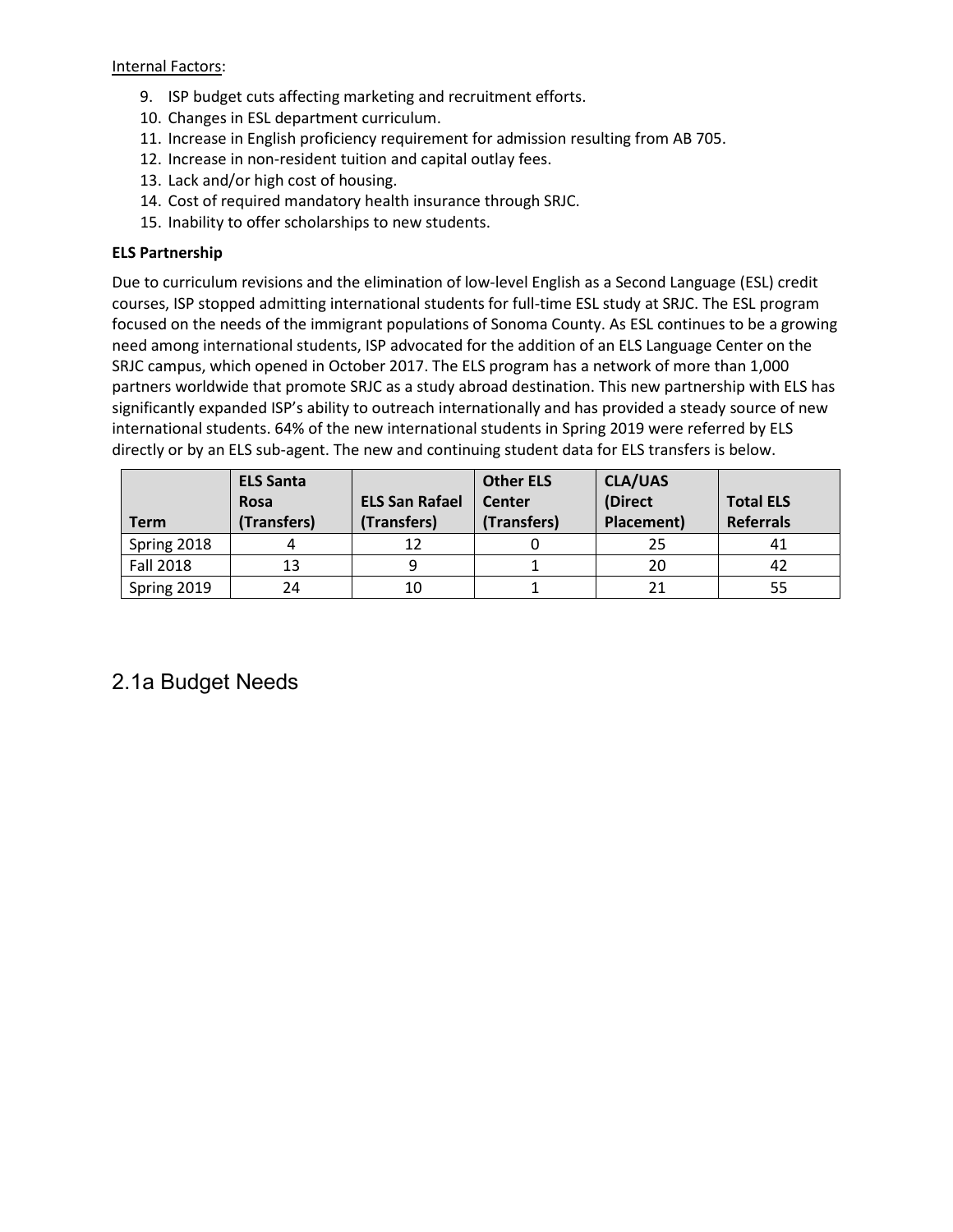Internal Factors:

9. ISP budget cuts affecting marketing and recruitment efforts.
10. Changes in ESL department curriculum.
11. Increase in English proficiency requirement for admission resulting from AB 705.
12. Increase in non-resident tuition and capital outlay fees.
13. Lack and/or high cost of housing.
14. Cost of required mandatory health insurance through SRJC.
15. Inability to offer scholarships to new students.

**ELS Partnership**

Due to curriculum revisions and the elimination of low-level English as a Second Language (ESL) credit courses, ISP stopped admitting international students for full-time ESL study at SRJC. The ESL program focused on the needs of the immigrant populations of Sonoma County. As ESL continues to be a growing need among international students, ISP advocated for the addition of an ELS Language Center on the SRJC campus, which opened in October 2017. The ELS program has a network of more than 1,000 partners worldwide that promote SRJC as a study abroad destination. This new partnership with ELS has significantly expanded ISP's ability to outreach internationally and has provided a steady source of new international students. 64% of the new international students in Spring 2019 were referred by ELS directly or by an ELS sub-agent. The new and continuing student data for ELS transfers is below.

| Term | ELS Santa Rosa (Transfers) | ELS San Rafael (Transfers) | Other ELS Center (Transfers) | CLA/UAS (Direct Placement) | Total ELS Referrals |
|---|---|---|---|---|---|
| Spring 2018 | 4 | 12 | 0 | 25 | 41 |
| Fall 2018 | 13 | 9 | 1 | 20 | 42 |
| Spring 2019 | 24 | 10 | 1 | 21 | 55 |

## 2.1a Budget Needs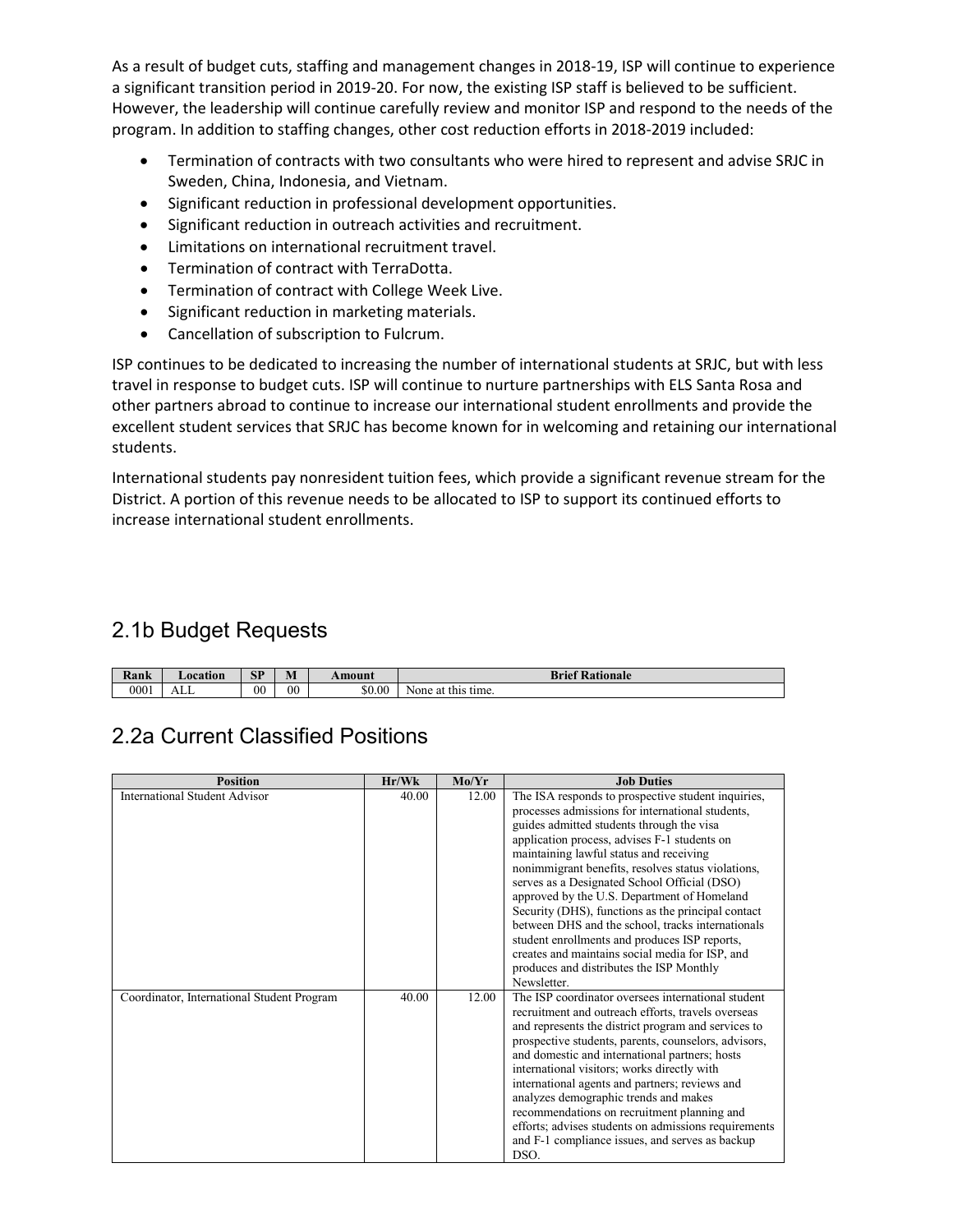As a result of budget cuts, staffing and management changes in 2018-19, ISP will continue to experience a significant transition period in 2019-20. For now, the existing ISP staff is believed to be sufficient. However, the leadership will continue carefully review and monitor ISP and respond to the needs of the program. In addition to staffing changes, other cost reduction efforts in 2018-2019 included:

- Termination of contracts with two consultants who were hired to represent and advise SRJC in Sweden, China, Indonesia, and Vietnam.
- Significant reduction in professional development opportunities.
- Significant reduction in outreach activities and recruitment.
- Limitations on international recruitment travel.
- Termination of contract with TerraDotta.
- Termination of contract with College Week Live.
- Significant reduction in marketing materials.
- Cancellation of subscription to Fulcrum.

ISP continues to be dedicated to increasing the number of international students at SRJC, but with less travel in response to budget cuts. ISP will continue to nurture partnerships with ELS Santa Rosa and other partners abroad to continue to increase our international student enrollments and provide the excellent student services that SRJC has become known for in welcoming and retaining our international students.

International students pay nonresident tuition fees, which provide a significant revenue stream for the District. A portion of this revenue needs to be allocated to ISP to support its continued efforts to increase international student enrollments.

## 2.1b Budget Requests

| Rank | Location | SP | M | Amount | Brief Rationale |
|---|---|---|---|---|---|
| 0001 | ALL | 00 | 00 | $0.00 | None at this time. |

## 2.2a Current Classified Positions

| Position | Hr/Wk | Mo/Yr | Job Duties |
|---|---|---|---|
| International Student Advisor | 40.00 | 12.00 | The ISA responds to prospective student inquiries, processes admissions for international students, guides admitted students through the visa application process, advises F-1 students on maintaining lawful status and receiving nonimmigrant benefits, resolves status violations, serves as a Designated School Official (DSO) approved by the U.S. Department of Homeland Security (DHS), functions as the principal contact between DHS and the school, tracks internationals student enrollments and produces ISP reports, creates and maintains social media for ISP, and produces and distributes the ISP Monthly Newsletter. |
| Coordinator, International Student Program | 40.00 | 12.00 | The ISP coordinator oversees international student recruitment and outreach efforts, travels overseas and represents the district program and services to prospective students, parents, counselors, advisors, and domestic and international partners; hosts international visitors; works directly with international agents and partners; reviews and analyzes demographic trends and makes recommendations on recruitment planning and efforts; advises students on admissions requirements and F-1 compliance issues, and serves as backup DSO. |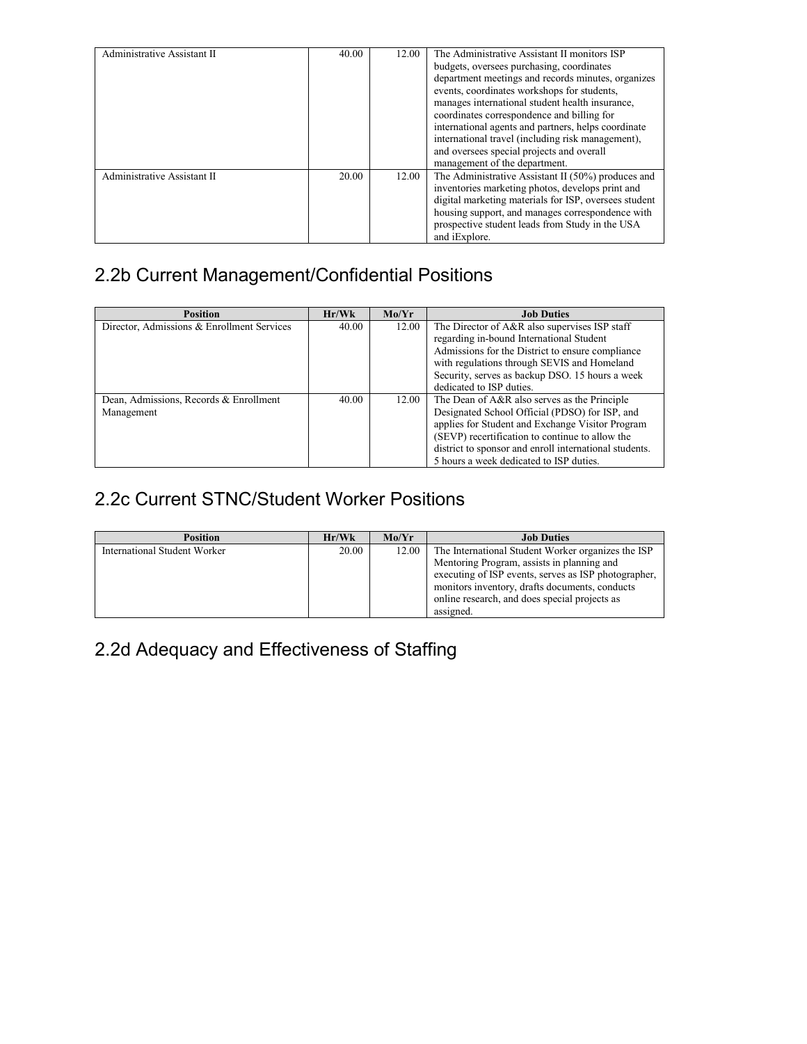| | | | |
|---|---|---|---|
| Administrative Assistant II | 40.00 | 12.00 | The Administrative Assistant II monitors ISP budgets, oversees purchasing, coordinates department meetings and records minutes, organizes events, coordinates workshops for students, manages international student health insurance, coordinates correspondence and billing for international agents and partners, helps coordinate international travel (including risk management), and oversees special projects and overall management of the department. |
| Administrative Assistant II | 20.00 | 12.00 | The Administrative Assistant II (50%) produces and inventories marketing photos, develops print and digital marketing materials for ISP, oversees student housing support, and manages correspondence with prospective student leads from Study in the USA and iExplore. |

## 2.2b Current Management/Confidential Positions

| Position | Hr/Wk | Mo/Yr | Job Duties |
|---|---|---|---|
| Director, Admissions & Enrollment Services | 40.00 | 12.00 | The Director of A&R also supervises ISP staff regarding in-bound International Student Admissions for the District to ensure compliance with regulations through SEVIS and Homeland Security, serves as backup DSO. 15 hours a week dedicated to ISP duties. |
| Dean, Admissions, Records & Enrollment Management | 40.00 | 12.00 | The Dean of A&R also serves as the Principle Designated School Official (PDSO) for ISP, and applies for Student and Exchange Visitor Program (SEVP) recertification to continue to allow the district to sponsor and enroll international students. 5 hours a week dedicated to ISP duties. |

## 2.2c Current STNC/Student Worker Positions

| Position | Hr/Wk | Mo/Yr | Job Duties |
|---|---|---|---|
| International Student Worker | 20.00 | 12.00 | The International Student Worker organizes the ISP Mentoring Program, assists in planning and executing of ISP events, serves as ISP photographer, monitors inventory, drafts documents, conducts online research, and does special projects as assigned. |

## 2.2d Adequacy and Effectiveness of Staffing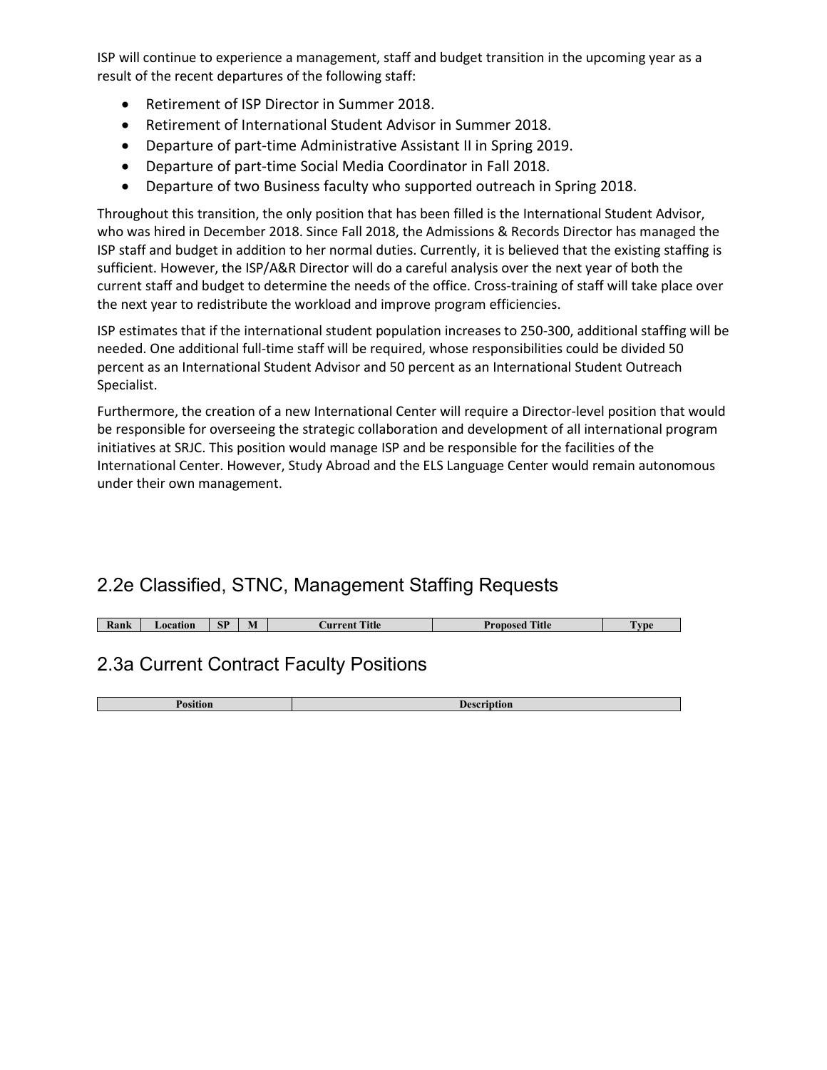ISP will continue to experience a management, staff and budget transition in the upcoming year as a result of the recent departures of the following staff:

- Retirement of ISP Director in Summer 2018.
- Retirement of International Student Advisor in Summer 2018.
- Departure of part-time Administrative Assistant II in Spring 2019.
- Departure of part-time Social Media Coordinator in Fall 2018.
- Departure of two Business faculty who supported outreach in Spring 2018.

Throughout this transition, the only position that has been filled is the International Student Advisor, who was hired in December 2018. Since Fall 2018, the Admissions & Records Director has managed the ISP staff and budget in addition to her normal duties. Currently, it is believed that the existing staffing is sufficient. However, the ISP/A&R Director will do a careful analysis over the next year of both the current staff and budget to determine the needs of the office. Cross-training of staff will take place over the next year to redistribute the workload and improve program efficiencies.

ISP estimates that if the international student population increases to 250-300, additional staffing will be needed. One additional full-time staff will be required, whose responsibilities could be divided 50 percent as an International Student Advisor and 50 percent as an International Student Outreach Specialist.

Furthermore, the creation of a new International Center will require a Director-level position that would be responsible for overseeing the strategic collaboration and development of all international program initiatives at SRJC. This position would manage ISP and be responsible for the facilities of the International Center. However, Study Abroad and the ELS Language Center would remain autonomous under their own management.

## 2.2e Classified, STNC, Management Staffing Requests

| Rank | Location | SP | M | Current Title | Proposed Title | Type |
|---|---|---|---|---|---|---|

## 2.3a Current Contract Faculty Positions

| Position | Description |
|---|---|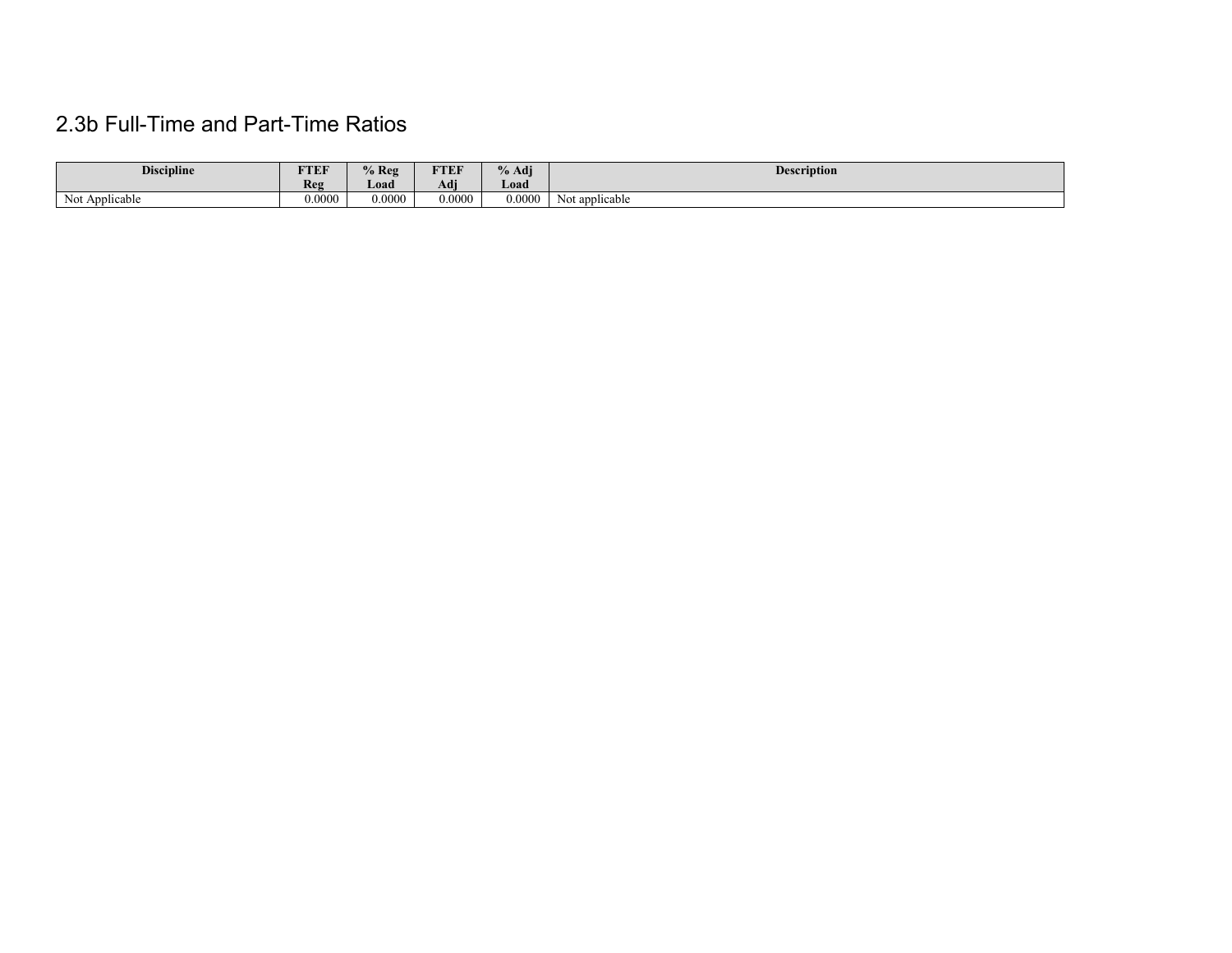## 2.3b Full-Time and Part-Time Ratios

| Discipline | FTEF Reg | % Reg Load | FTEF Adj | % Adj Load | Description |
|---|---|---|---|---|---|
| Not Applicable | 0.0000 | 0.0000 | 0.0000 | 0.0000 | Not applicable |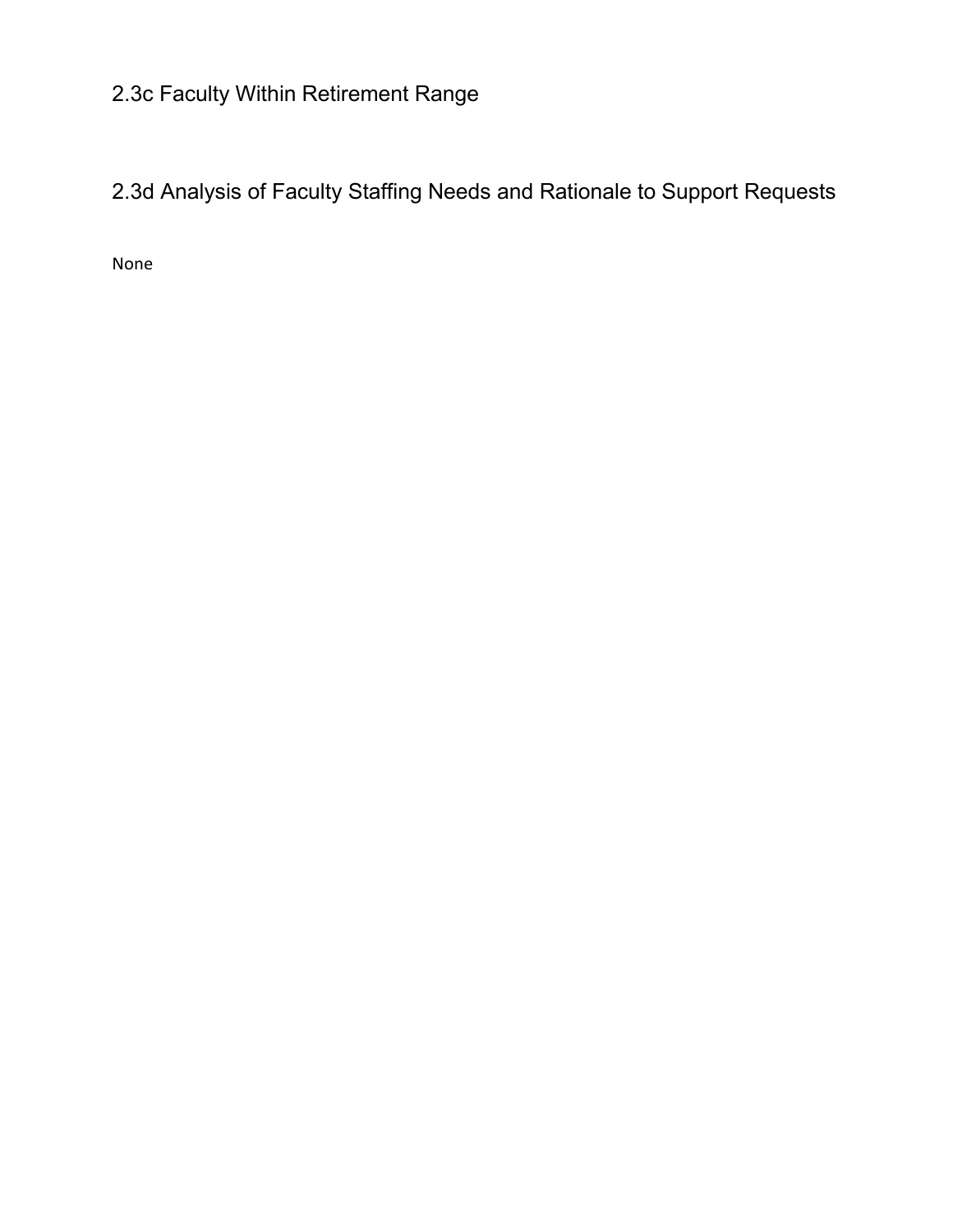## 2.3c Faculty Within Retirement Range

## 2.3d Analysis of Faculty Staffing Needs and Rationale to Support Requests

None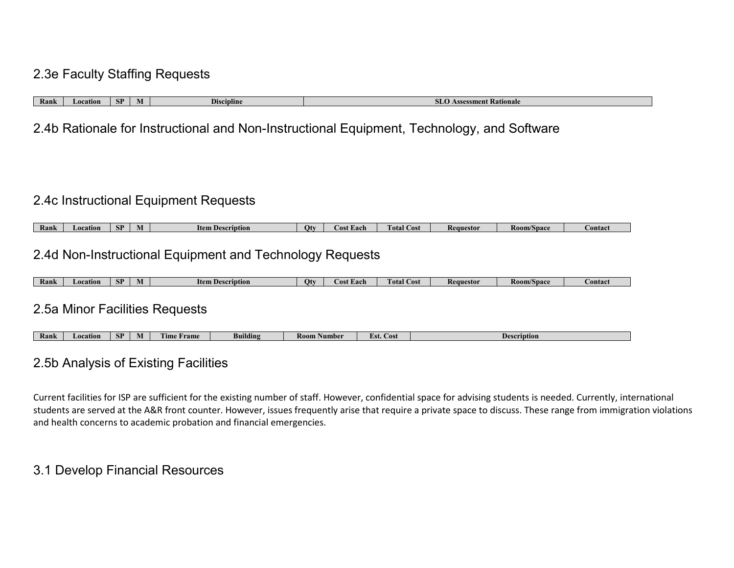## 2.3e Faculty Staffing Requests

| Rank | Location | SP | M | Discipline | SLO Assessment Rationale |
|---|---|---|---|---|---|

## 2.4b Rationale for Instructional and Non-Instructional Equipment, Technology, and Software

## 2.4c Instructional Equipment Requests

| Rank | Location | SP | M | Item Description | Qty | Cost Each | Total Cost | Requestor | Room/Space | Contact |
|---|---|---|---|---|---|---|---|---|---|---|

## 2.4d Non-Instructional Equipment and Technology Requests

| Rank | Location | SP | M | Item Description | Qty | Cost Each | Total Cost | Requestor | Room/Space | Contact |
|---|---|---|---|---|---|---|---|---|---|---|

## 2.5a Minor Facilities Requests

| Rank | Location | SP | M | Time Frame | Building | Room Number | Est. Cost | Description |
|---|---|---|---|---|---|---|---|---|

## 2.5b Analysis of Existing Facilities

Current facilities for ISP are sufficient for the existing number of staff. However, confidential space for advising students is needed. Currently, international students are served at the A&R front counter. However, issues frequently arise that require a private space to discuss. These range from immigration violations and health concerns to academic probation and financial emergencies.

## 3.1 Develop Financial Resources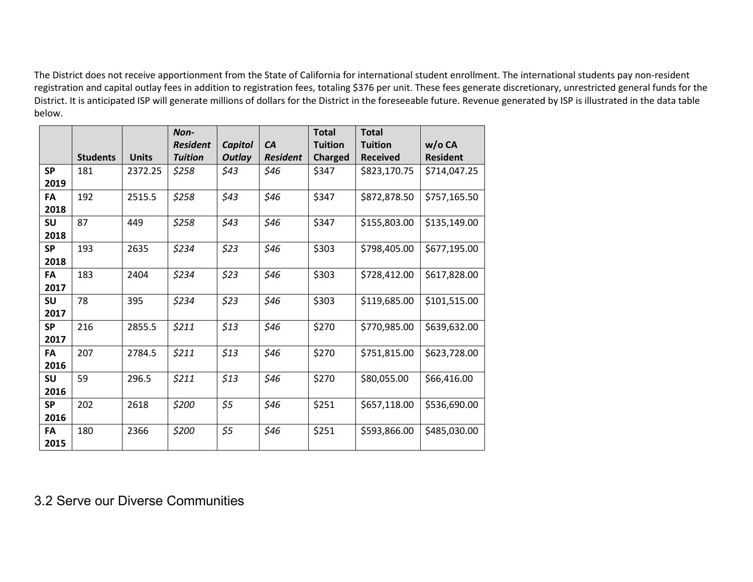The District does not receive apportionment from the State of California for international student enrollment. The international students pay non-resident registration and capital outlay fees in addition to registration fees, totaling $376 per unit. These fees generate discretionary, unrestricted general funds for the District. It is anticipated ISP will generate millions of dollars for the District in the foreseeable future. Revenue generated by ISP is illustrated in the data table below.

| | Students | Units | *Non-Resident Tuition* | *Capitol Outlay* | *CA Resident* | Total Tuition Charged | Total Tuition Received | w/o CA Resident |
|---|---|---|---|---|---|---|---|---|
| **SP 2019** | 181 | 2372.25 | *$258* | *$43* | *$46* | $347 | $823,170.75 | $714,047.25 |
| **FA 2018** | 192 | 2515.5 | *$258* | *$43* | *$46* | $347 | $872,878.50 | $757,165.50 |
| **SU 2018** | 87 | 449 | *$258* | *$43* | *$46* | $347 | $155,803.00 | $135,149.00 |
| **SP 2018** | 193 | 2635 | *$234* | *$23* | *$46* | $303 | $798,405.00 | $677,195.00 |
| **FA 2017** | 183 | 2404 | *$234* | *$23* | *$46* | $303 | $728,412.00 | $617,828.00 |
| **SU 2017** | 78 | 395 | *$234* | *$23* | *$46* | $303 | $119,685.00 | $101,515.00 |
| **SP 2017** | 216 | 2855.5 | *$211* | *$13* | *$46* | $270 | $770,985.00 | $639,632.00 |
| **FA 2016** | 207 | 2784.5 | *$211* | *$13* | *$46* | $270 | $751,815.00 | $623,728.00 |
| **SU 2016** | 59 | 296.5 | *$211* | *$13* | *$46* | $270 | $80,055.00 | $66,416.00 |
| **SP 2016** | 202 | 2618 | *$200* | *$5* | *$46* | $251 | $657,118.00 | $536,690.00 |
| **FA 2015** | 180 | 2366 | *$200* | *$5* | *$46* | $251 | $593,866.00 | $485,030.00 |

## 3.2 Serve our Diverse Communities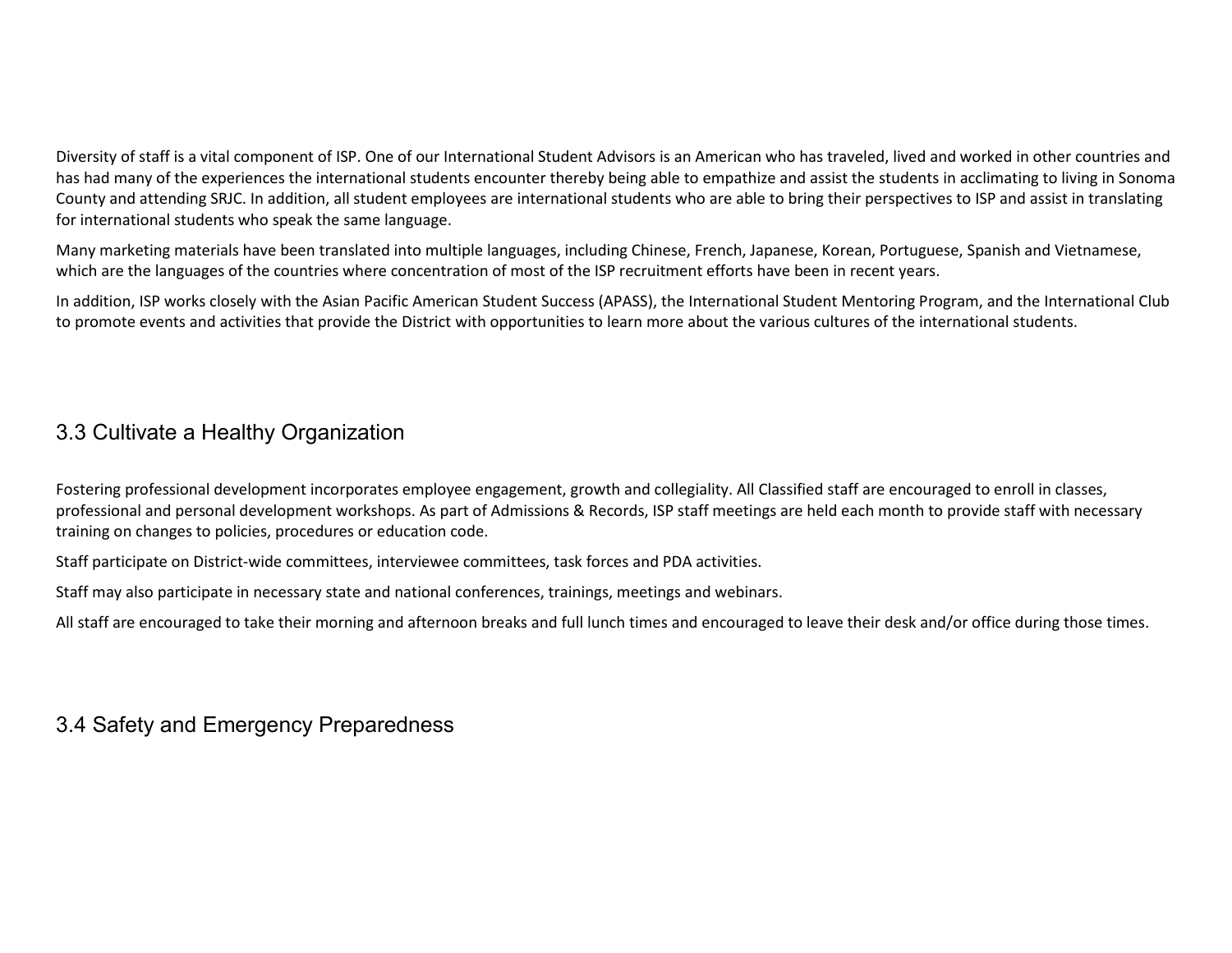Diversity of staff is a vital component of ISP. One of our International Student Advisors is an American who has traveled, lived and worked in other countries and has had many of the experiences the international students encounter thereby being able to empathize and assist the students in acclimating to living in Sonoma County and attending SRJC. In addition, all student employees are international students who are able to bring their perspectives to ISP and assist in translating for international students who speak the same language.

Many marketing materials have been translated into multiple languages, including Chinese, French, Japanese, Korean, Portuguese, Spanish and Vietnamese, which are the languages of the countries where concentration of most of the ISP recruitment efforts have been in recent years.

In addition, ISP works closely with the Asian Pacific American Student Success (APASS), the International Student Mentoring Program, and the International Club to promote events and activities that provide the District with opportunities to learn more about the various cultures of the international students.

## 3.3 Cultivate a Healthy Organization

Fostering professional development incorporates employee engagement, growth and collegiality. All Classified staff are encouraged to enroll in classes, professional and personal development workshops. As part of Admissions & Records, ISP staff meetings are held each month to provide staff with necessary training on changes to policies, procedures or education code.

Staff participate on District-wide committees, interviewee committees, task forces and PDA activities.

Staff may also participate in necessary state and national conferences, trainings, meetings and webinars.

All staff are encouraged to take their morning and afternoon breaks and full lunch times and encouraged to leave their desk and/or office during those times.

## 3.4 Safety and Emergency Preparedness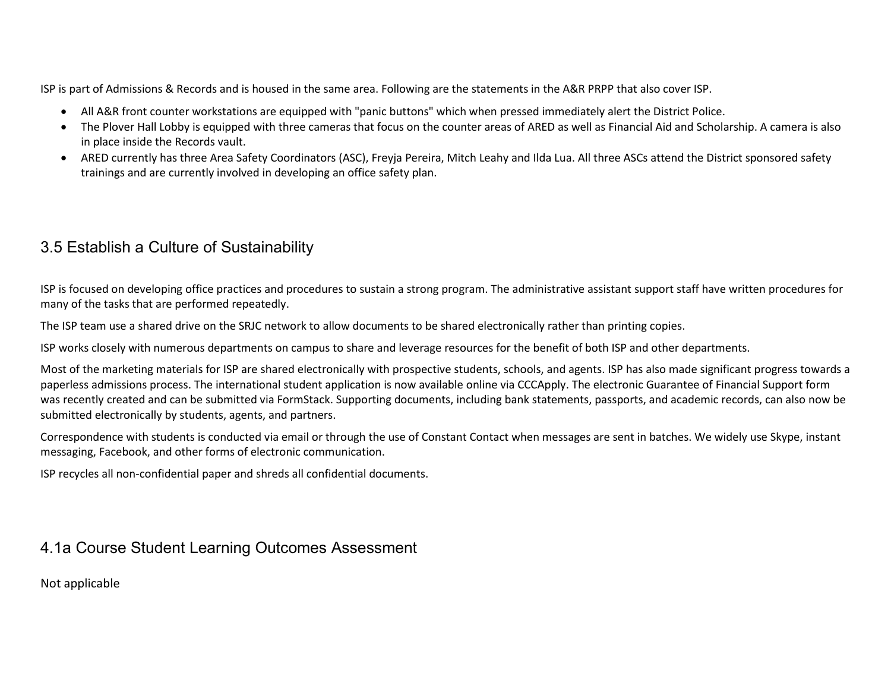ISP is part of Admissions & Records and is housed in the same area. Following are the statements in the A&R PRPP that also cover ISP.

- All A&R front counter workstations are equipped with "panic buttons" which when pressed immediately alert the District Police.
- The Plover Hall Lobby is equipped with three cameras that focus on the counter areas of ARED as well as Financial Aid and Scholarship. A camera is also in place inside the Records vault.
- ARED currently has three Area Safety Coordinators (ASC), Freyja Pereira, Mitch Leahy and Ilda Lua. All three ASCs attend the District sponsored safety trainings and are currently involved in developing an office safety plan.

## 3.5 Establish a Culture of Sustainability

ISP is focused on developing office practices and procedures to sustain a strong program. The administrative assistant support staff have written procedures for many of the tasks that are performed repeatedly.

The ISP team use a shared drive on the SRJC network to allow documents to be shared electronically rather than printing copies.

ISP works closely with numerous departments on campus to share and leverage resources for the benefit of both ISP and other departments.

Most of the marketing materials for ISP are shared electronically with prospective students, schools, and agents. ISP has also made significant progress towards a paperless admissions process. The international student application is now available online via CCCApply. The electronic Guarantee of Financial Support form was recently created and can be submitted via FormStack. Supporting documents, including bank statements, passports, and academic records, can also now be submitted electronically by students, agents, and partners.

Correspondence with students is conducted via email or through the use of Constant Contact when messages are sent in batches. We widely use Skype, instant messaging, Facebook, and other forms of electronic communication.

ISP recycles all non-confidential paper and shreds all confidential documents.

## 4.1a Course Student Learning Outcomes Assessment

Not applicable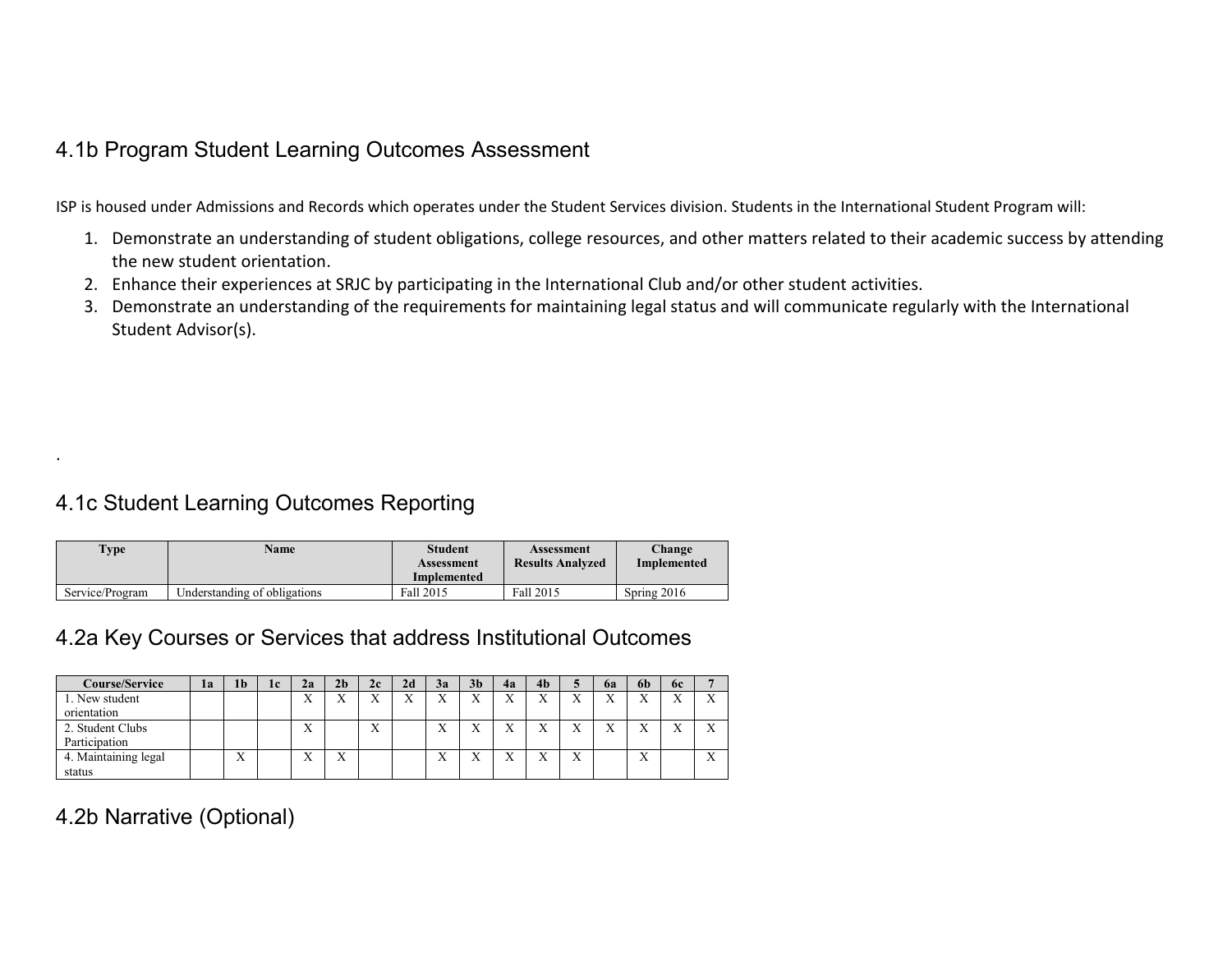## 4.1b Program Student Learning Outcomes Assessment

ISP is housed under Admissions and Records which operates under the Student Services division. Students in the International Student Program will:

1. Demonstrate an understanding of student obligations, college resources, and other matters related to their academic success by attending the new student orientation.
2. Enhance their experiences at SRJC by participating in the International Club and/or other student activities.
3. Demonstrate an understanding of the requirements for maintaining legal status and will communicate regularly with the International Student Advisor(s).

.

## 4.1c Student Learning Outcomes Reporting

| Type | Name | Student Assessment Implemented | Assessment Results Analyzed | Change Implemented |
|---|---|---|---|---|
| Service/Program | Understanding of obligations | Fall 2015 | Fall 2015 | Spring 2016 |

## 4.2a Key Courses or Services that address Institutional Outcomes

| Course/Service | 1a | 1b | 1c | 2a | 2b | 2c | 2d | 3a | 3b | 4a | 4b | 5 | 6a | 6b | 6c | 7 |
|---|---|---|---|---|---|---|---|---|---|---|---|---|---|---|---|---|
| 1. New student orientation | | | | X | X | X | X | X | X | X | X | X | X | X | X | X |
| 2. Student Clubs Participation | | | | X | | X | | X | X | X | X | X | X | X | X | X |
| 4. Maintaining legal status | | X | | X | X | | | X | X | X | X | X | | X | | X |

## 4.2b Narrative (Optional)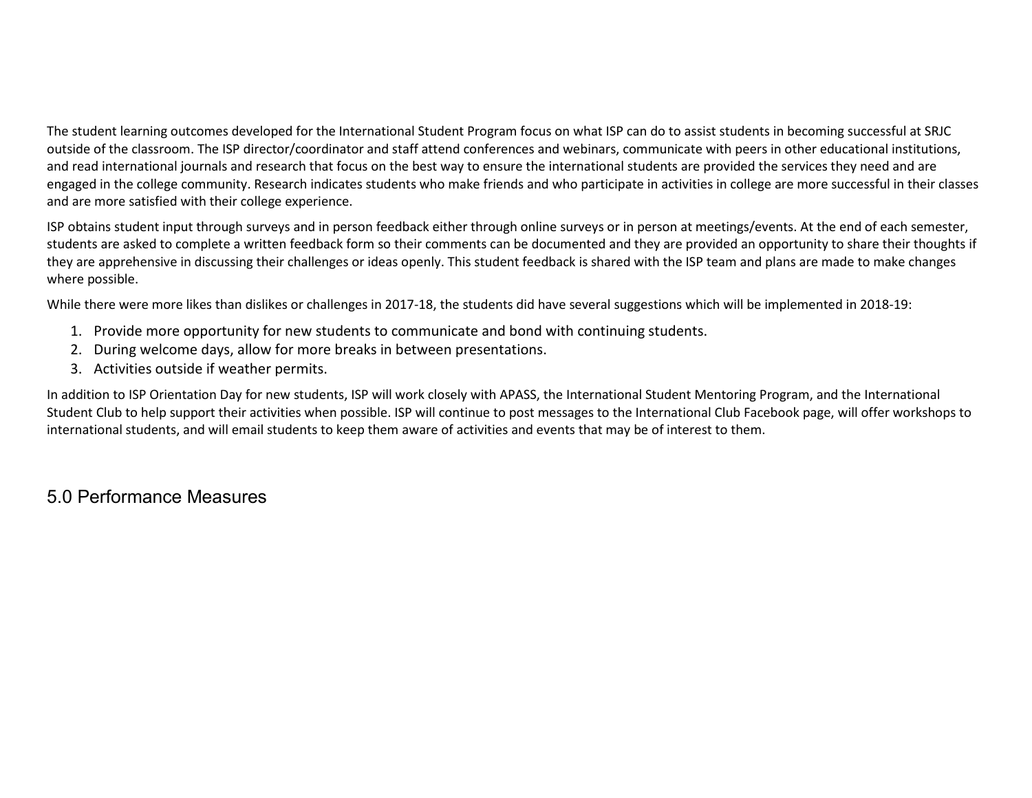The student learning outcomes developed for the International Student Program focus on what ISP can do to assist students in becoming successful at SRJC outside of the classroom. The ISP director/coordinator and staff attend conferences and webinars, communicate with peers in other educational institutions, and read international journals and research that focus on the best way to ensure the international students are provided the services they need and are engaged in the college community. Research indicates students who make friends and who participate in activities in college are more successful in their classes and are more satisfied with their college experience.

ISP obtains student input through surveys and in person feedback either through online surveys or in person at meetings/events. At the end of each semester, students are asked to complete a written feedback form so their comments can be documented and they are provided an opportunity to share their thoughts if they are apprehensive in discussing their challenges or ideas openly. This student feedback is shared with the ISP team and plans are made to make changes where possible.

While there were more likes than dislikes or challenges in 2017-18, the students did have several suggestions which will be implemented in 2018-19:

1. Provide more opportunity for new students to communicate and bond with continuing students.
2. During welcome days, allow for more breaks in between presentations.
3. Activities outside if weather permits.

In addition to ISP Orientation Day for new students, ISP will work closely with APASS, the International Student Mentoring Program, and the International Student Club to help support their activities when possible. ISP will continue to post messages to the International Club Facebook page, will offer workshops to international students, and will email students to keep them aware of activities and events that may be of interest to them.

# 5.0 Performance Measures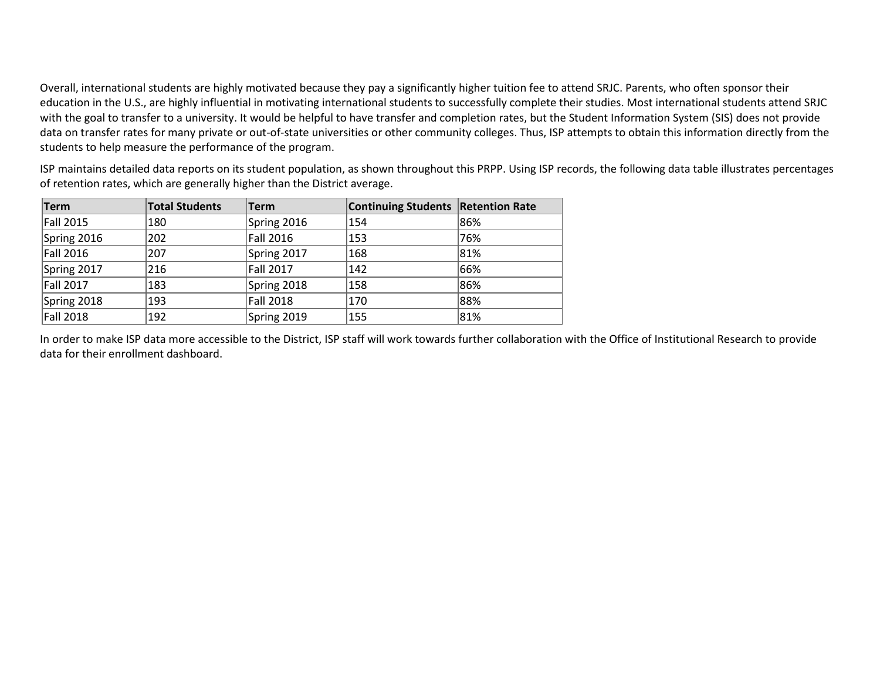Overall, international students are highly motivated because they pay a significantly higher tuition fee to attend SRJC. Parents, who often sponsor their education in the U.S., are highly influential in motivating international students to successfully complete their studies. Most international students attend SRJC with the goal to transfer to a university. It would be helpful to have transfer and completion rates, but the Student Information System (SIS) does not provide data on transfer rates for many private or out-of-state universities or other community colleges. Thus, ISP attempts to obtain this information directly from the students to help measure the performance of the program.

ISP maintains detailed data reports on its student population, as shown throughout this PRPP. Using ISP records, the following data table illustrates percentages of retention rates, which are generally higher than the District average.

| Term | Total Students | Term | Continuing Students | Retention Rate |
|---|---|---|---|---|
| Fall 2015 | 180 | Spring 2016 | 154 | 86% |
| Spring 2016 | 202 | Fall 2016 | 153 | 76% |
| Fall 2016 | 207 | Spring 2017 | 168 | 81% |
| Spring 2017 | 216 | Fall 2017 | 142 | 66% |
| Fall 2017 | 183 | Spring 2018 | 158 | 86% |
| Spring 2018 | 193 | Fall 2018 | 170 | 88% |
| Fall 2018 | 192 | Spring 2019 | 155 | 81% |

In order to make ISP data more accessible to the District, ISP staff will work towards further collaboration with the Office of Institutional Research to provide data for their enrollment dashboard.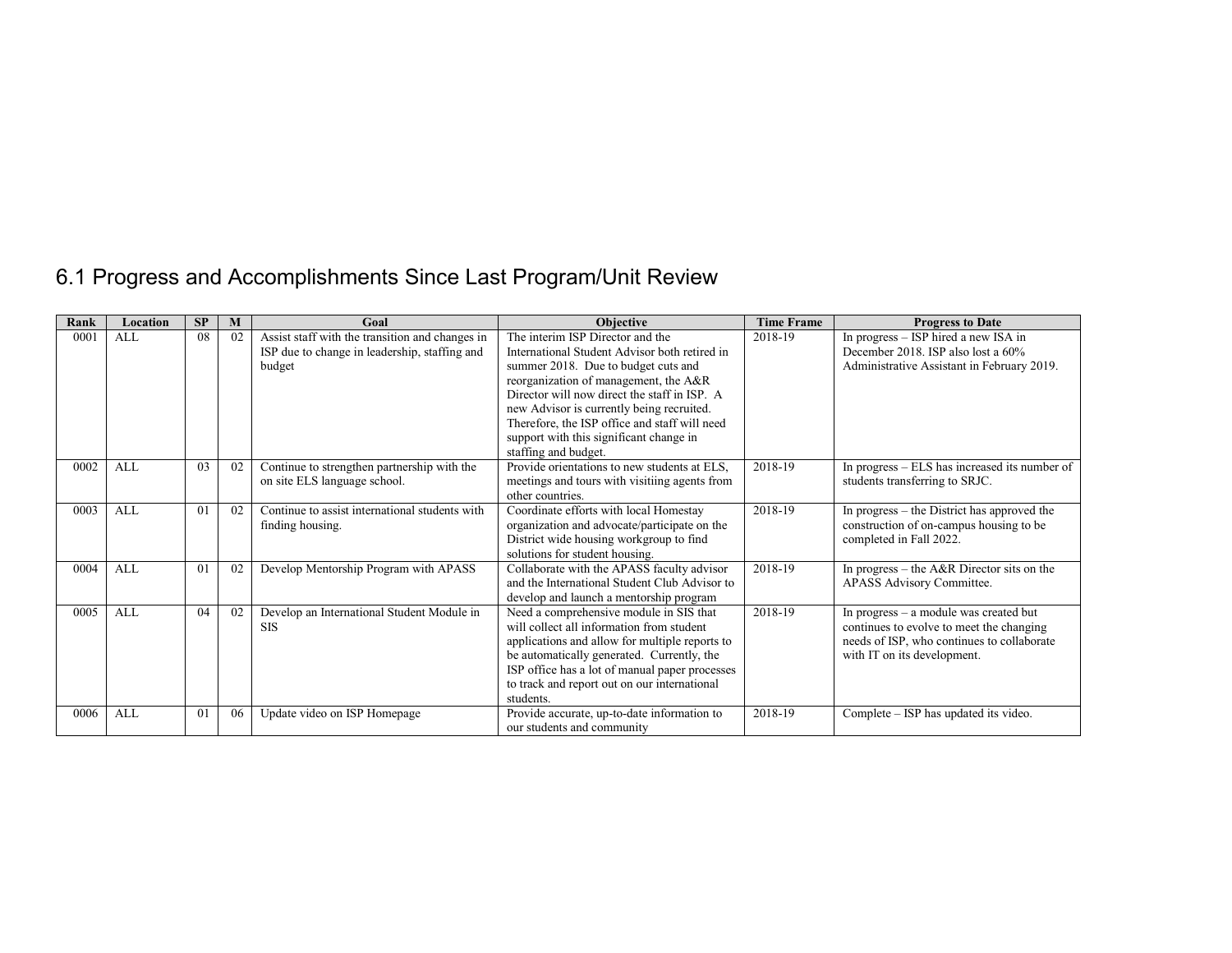## 6.1 Progress and Accomplishments Since Last Program/Unit Review

| Rank | Location | SP | M | Goal | Objective | Time Frame | Progress to Date |
|---|---|---|---|---|---|---|---|
| 0001 | ALL | 08 | 02 | Assist staff with the transition and changes in ISP due to change in leadership, staffing and budget | The interim ISP Director and the International Student Advisor both retired in summer 2018. Due to budget cuts and reorganization of management, the A&R Director will now direct the staff in ISP. A new Advisor is currently being recruited. Therefore, the ISP office and staff will need support with this significant change in staffing and budget. | 2018-19 | In progress – ISP hired a new ISA in December 2018. ISP also lost a 60% Administrative Assistant in February 2019. |
| 0002 | ALL | 03 | 02 | Continue to strengthen partnership with the on site ELS language school. | Provide orientations to new students at ELS, meetings and tours with visitiing agents from other countries. | 2018-19 | In progress – ELS has increased its number of students transferring to SRJC. |
| 0003 | ALL | 01 | 02 | Continue to assist international students with finding housing. | Coordinate efforts with local Homestay organization and advocate/participate on the District wide housing workgroup to find solutions for student housing. | 2018-19 | In progress – the District has approved the construction of on-campus housing to be completed in Fall 2022. |
| 0004 | ALL | 01 | 02 | Develop Mentorship Program with APASS | Collaborate with the APASS faculty advisor and the International Student Club Advisor to develop and launch a mentorship program | 2018-19 | In progress – the A&R Director sits on the APASS Advisory Committee. |
| 0005 | ALL | 04 | 02 | Develop an International Student Module in SIS | Need a comprehensive module in SIS that will collect all information from student applications and allow for multiple reports to be automatically generated. Currently, the ISP office has a lot of manual paper processes to track and report out on our international students. | 2018-19 | In progress – a module was created but continues to evolve to meet the changing needs of ISP, who continues to collaborate with IT on its development. |
| 0006 | ALL | 01 | 06 | Update video on ISP Homepage | Provide accurate, up-to-date information to our students and community | 2018-19 | Complete – ISP has updated its video. |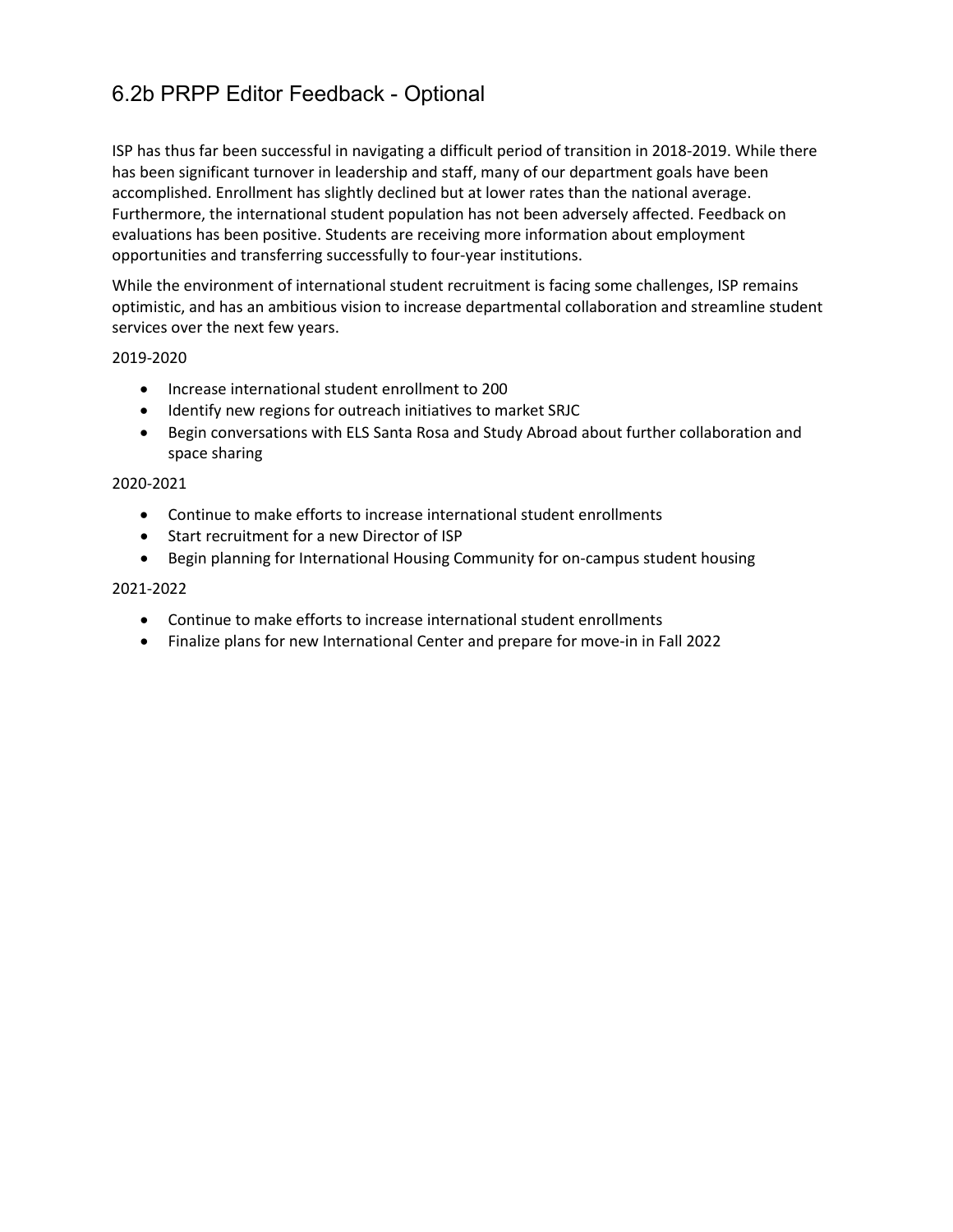## 6.2b PRPP Editor Feedback - Optional

ISP has thus far been successful in navigating a difficult period of transition in 2018-2019. While there has been significant turnover in leadership and staff, many of our department goals have been accomplished. Enrollment has slightly declined but at lower rates than the national average. Furthermore, the international student population has not been adversely affected. Feedback on evaluations has been positive. Students are receiving more information about employment opportunities and transferring successfully to four-year institutions.

While the environment of international student recruitment is facing some challenges, ISP remains optimistic, and has an ambitious vision to increase departmental collaboration and streamline student services over the next few years.

2019-2020

- Increase international student enrollment to 200
- Identify new regions for outreach initiatives to market SRJC
- Begin conversations with ELS Santa Rosa and Study Abroad about further collaboration and space sharing

2020-2021

- Continue to make efforts to increase international student enrollments
- Start recruitment for a new Director of ISP
- Begin planning for International Housing Community for on-campus student housing

2021-2022

- Continue to make efforts to increase international student enrollments
- Finalize plans for new International Center and prepare for move-in in Fall 2022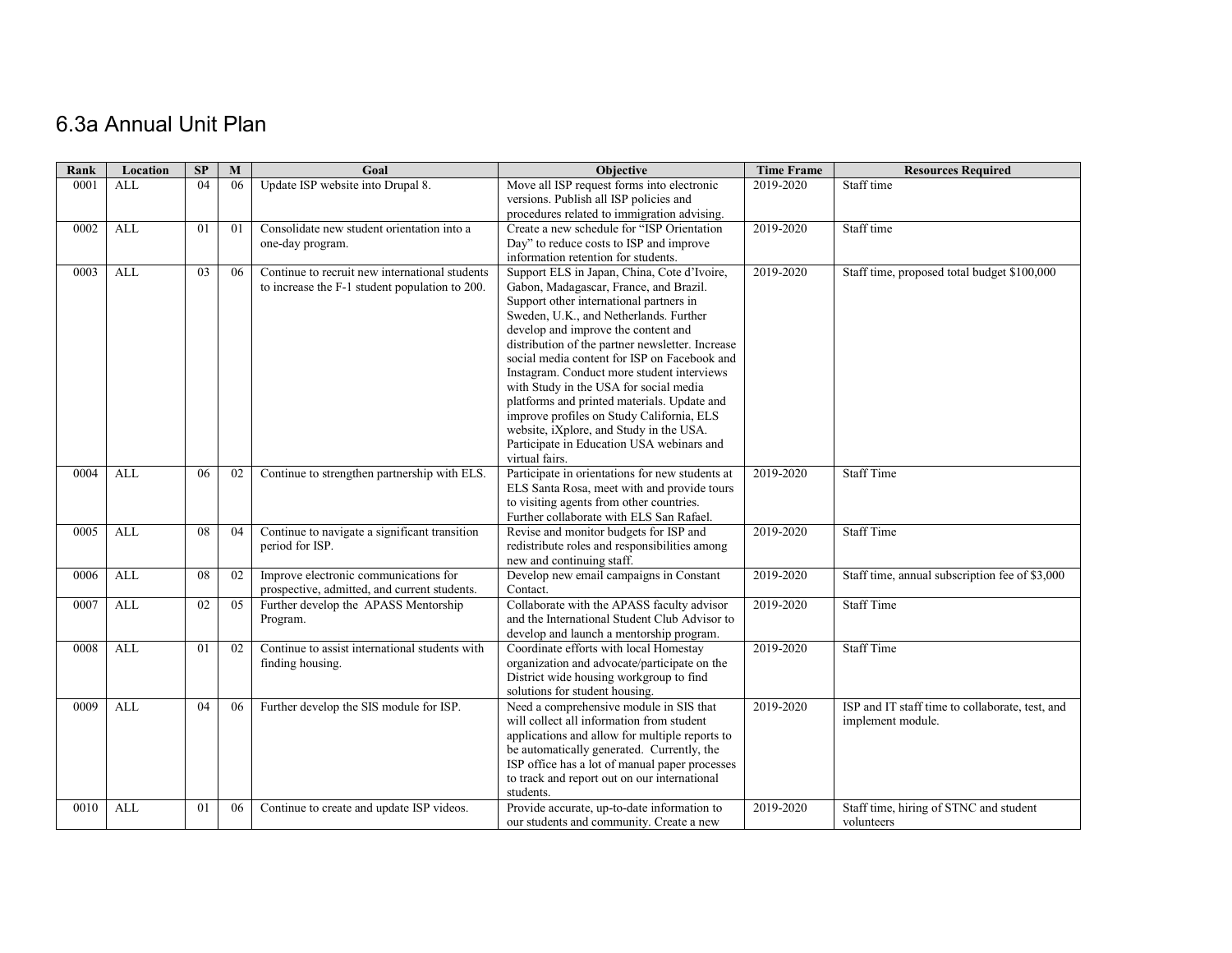# 6.3a Annual Unit Plan

| Rank | Location | SP | M | Goal | Objective | Time Frame | Resources Required |
|---|---|---|---|---|---|---|---|
| 0001 | ALL | 04 | 06 | Update ISP website into Drupal 8. | Move all ISP request forms into electronic versions. Publish all ISP policies and procedures related to immigration advising. | 2019-2020 | Staff time |
| 0002 | ALL | 01 | 01 | Consolidate new student orientation into a one-day program. | Create a new schedule for "ISP Orientation Day" to reduce costs to ISP and improve information retention for students. | 2019-2020 | Staff time |
| 0003 | ALL | 03 | 06 | Continue to recruit new international students to increase the F-1 student population to 200. | Support ELS in Japan, China, Cote d'Ivoire, Gabon, Madagascar, France, and Brazil. Support other international partners in Sweden, U.K., and Netherlands. Further develop and improve the content and distribution of the partner newsletter. Increase social media content for ISP on Facebook and Instagram. Conduct more student interviews with Study in the USA for social media platforms and printed materials. Update and improve profiles on Study California, ELS website, iXplore, and Study in the USA. Participate in Education USA webinars and virtual fairs. | 2019-2020 | Staff time, proposed total budget $100,000 |
| 0004 | ALL | 06 | 02 | Continue to strengthen partnership with ELS. | Participate in orientations for new students at ELS Santa Rosa, meet with and provide tours to visiting agents from other countries. Further collaborate with ELS San Rafael. | 2019-2020 | Staff Time |
| 0005 | ALL | 08 | 04 | Continue to navigate a significant transition period for ISP. | Revise and monitor budgets for ISP and redistribute roles and responsibilities among new and continuing staff. | 2019-2020 | Staff Time |
| 0006 | ALL | 08 | 02 | Improve electronic communications for prospective, admitted, and current students. | Develop new email campaigns in Constant Contact. | 2019-2020 | Staff time, annual subscription fee of $3,000 |
| 0007 | ALL | 02 | 05 | Further develop the APASS Mentorship Program. | Collaborate with the APASS faculty advisor and the International Student Club Advisor to develop and launch a mentorship program. | 2019-2020 | Staff Time |
| 0008 | ALL | 01 | 02 | Continue to assist international students with finding housing. | Coordinate efforts with local Homestay organization and advocate/participate on the District wide housing workgroup to find solutions for student housing. | 2019-2020 | Staff Time |
| 0009 | ALL | 04 | 06 | Further develop the SIS module for ISP. | Need a comprehensive module in SIS that will collect all information from student applications and allow for multiple reports to be automatically generated. Currently, the ISP office has a lot of manual paper processes to track and report out on our international students. | 2019-2020 | ISP and IT staff time to collaborate, test, and implement module. |
| 0010 | ALL | 01 | 06 | Continue to create and update ISP videos. | Provide accurate, up-to-date information to our students and community. Create a new | 2019-2020 | Staff time, hiring of STNC and student volunteers |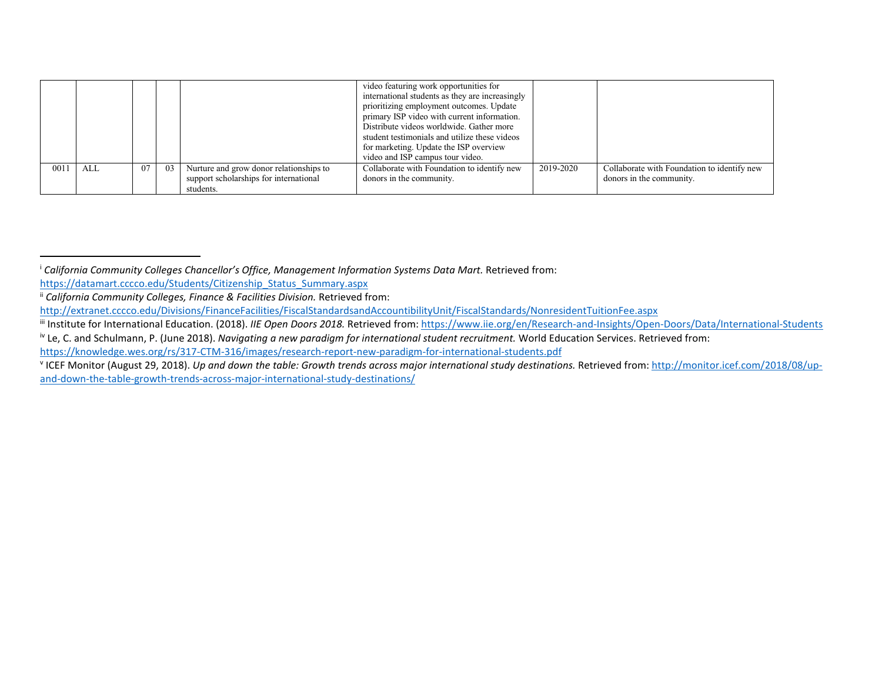| | | | | | | | |
|---|---|---|---|---|---|---|---|
| | | | | | video featuring work opportunities for international students as they are increasingly prioritizing employment outcomes. Update primary ISP video with current information. Distribute videos worldwide. Gather more student testimonials and utilize these videos for marketing. Update the ISP overview video and ISP campus tour video. | | |
| 0011 | ALL | 07 | 03 | Nurture and grow donor relationships to support scholarships for international students. | Collaborate with Foundation to identify new donors in the community. | 2019-2020 | Collaborate with Foundation to identify new donors in the community. |

---

[i] *California Community Colleges Chancellor's Office, Management Information Systems Data Mart.* Retrieved from: https://datamart.cccco.edu/Students/Citizenship_Status_Summary.aspx

[ii] *California Community Colleges, Finance & Facilities Division.* Retrieved from: http://extranet.cccco.edu/Divisions/FinanceFacilities/FiscalStandardsandAccountibilityUnit/FiscalStandards/NonresidentTuitionFee.aspx

[iii] Institute for International Education. (2018). *IIE Open Doors 2018.* Retrieved from: https://www.iie.org/en/Research-and-Insights/Open-Doors/Data/International-Students

[iv] Le, C. and Schulmann, P. (June 2018). *Navigating a new paradigm for international student recruitment.* World Education Services. Retrieved from: https://knowledge.wes.org/rs/317-CTM-316/images/research-report-new-paradigm-for-international-students.pdf

[v] ICEF Monitor (August 29, 2018). *Up and down the table: Growth trends across major international study destinations.* Retrieved from: http://monitor.icef.com/2018/08/up-and-down-the-table-growth-trends-across-major-international-study-destinations/